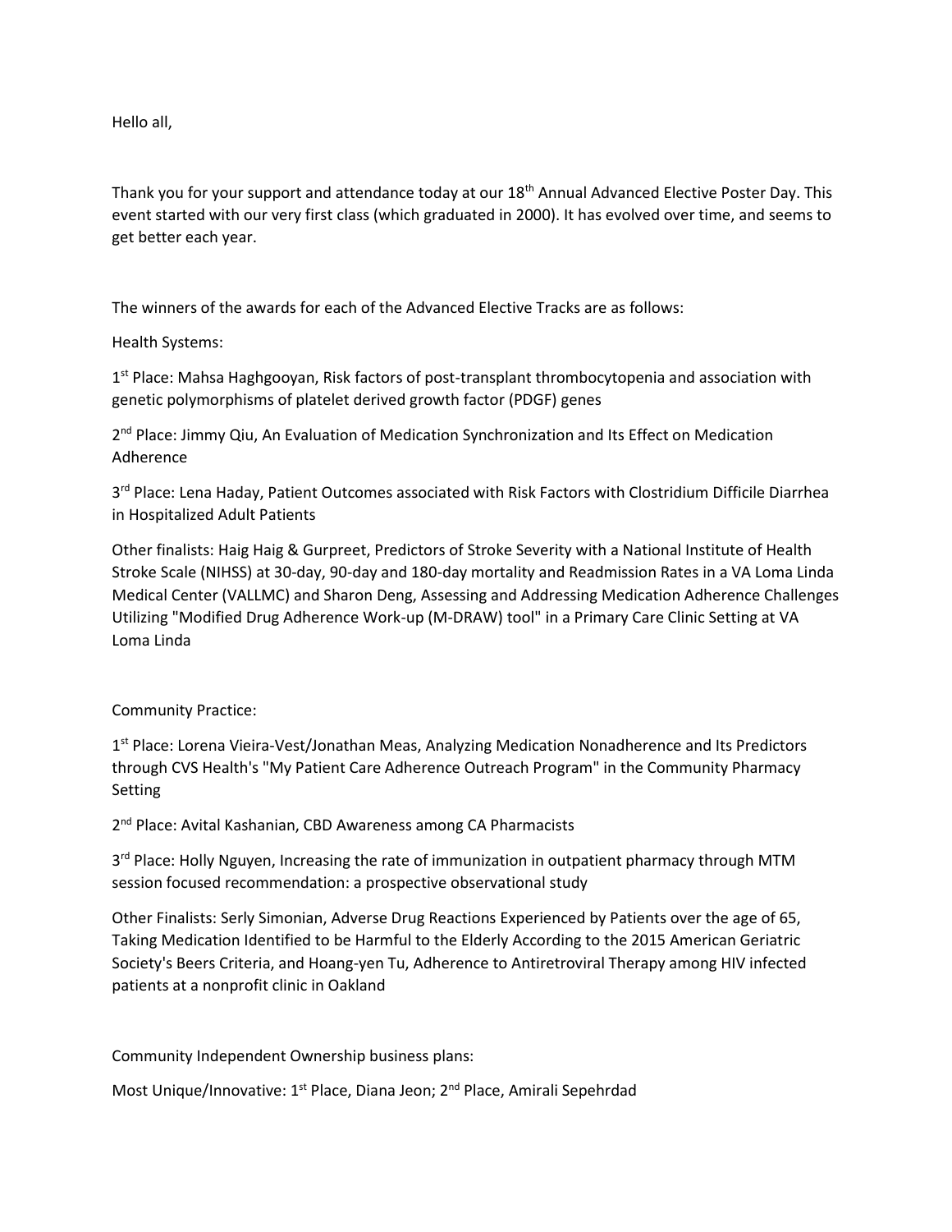Hello all,

Thank you for your support and attendance today at our 18th Annual Advanced Elective Poster Day. This event started with our very first class (which graduated in 2000). It has evolved over time, and seems to get better each year.

The winners of the awards for each of the Advanced Elective Tracks are as follows:

Health Systems:

1st Place: Mahsa Haghgooyan, Risk factors of post-transplant thrombocytopenia and association with genetic polymorphisms of platelet derived growth factor (PDGF) genes

2nd Place: Jimmy Qiu, An Evaluation of Medication Synchronization and Its Effect on Medication Adherence

3rd Place: Lena Haday, Patient Outcomes associated with Risk Factors with Clostridium Difficile Diarrhea in Hospitalized Adult Patients

Other finalists: Haig Haig & Gurpreet, Predictors of Stroke Severity with a National Institute of Health Stroke Scale (NIHSS) at 30-day, 90-day and 180-day mortality and Readmission Rates in a VA Loma Linda Medical Center (VALLMC) and Sharon Deng, Assessing and Addressing Medication Adherence Challenges Utilizing "Modified Drug Adherence Work-up (M-DRAW) tool" in a Primary Care Clinic Setting at VA Loma Linda

Community Practice:

1st Place: Lorena Vieira-Vest/Jonathan Meas, Analyzing Medication Nonadherence and Its Predictors through CVS Health's "My Patient Care Adherence Outreach Program" in the Community Pharmacy Setting

2nd Place: Avital Kashanian, CBD Awareness among CA Pharmacists

3rd Place: Holly Nguyen, Increasing the rate of immunization in outpatient pharmacy through MTM session focused recommendation: a prospective observational study

Other Finalists: Serly Simonian, Adverse Drug Reactions Experienced by Patients over the age of 65, Taking Medication Identified to be Harmful to the Elderly According to the 2015 American Geriatric Society's Beers Criteria, and Hoang-yen Tu, Adherence to Antiretroviral Therapy among HIV infected patients at a nonprofit clinic in Oakland

Community Independent Ownership business plans:

Most Unique/Innovative: 1st Place, Diana Jeon; 2nd Place, Amirali Sepehrdad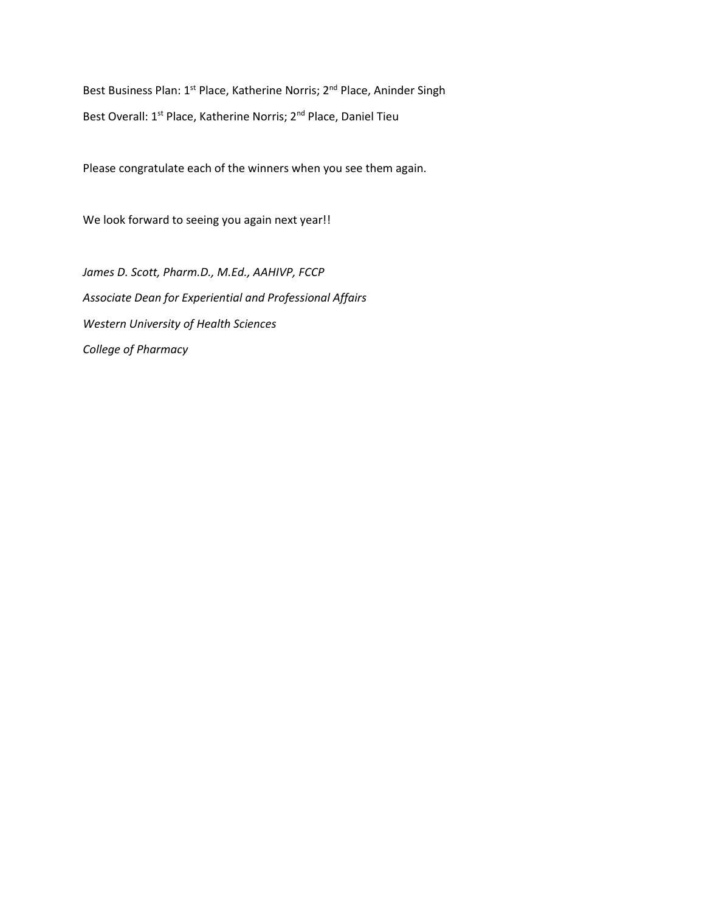Best Business Plan: 1st Place, Katherine Norris; 2nd Place, Aninder Singh

Best Overall: 1st Place, Katherine Norris; 2nd Place, Daniel Tieu

Please congratulate each of the winners when you see them again.

We look forward to seeing you again next year!!

*James D. Scott, Pharm.D., M.Ed., AAHIVP, FCCP*

*Associate Dean for Experiential and Professional Affairs*

*Western University of Health Sciences*

*College of Pharmacy*